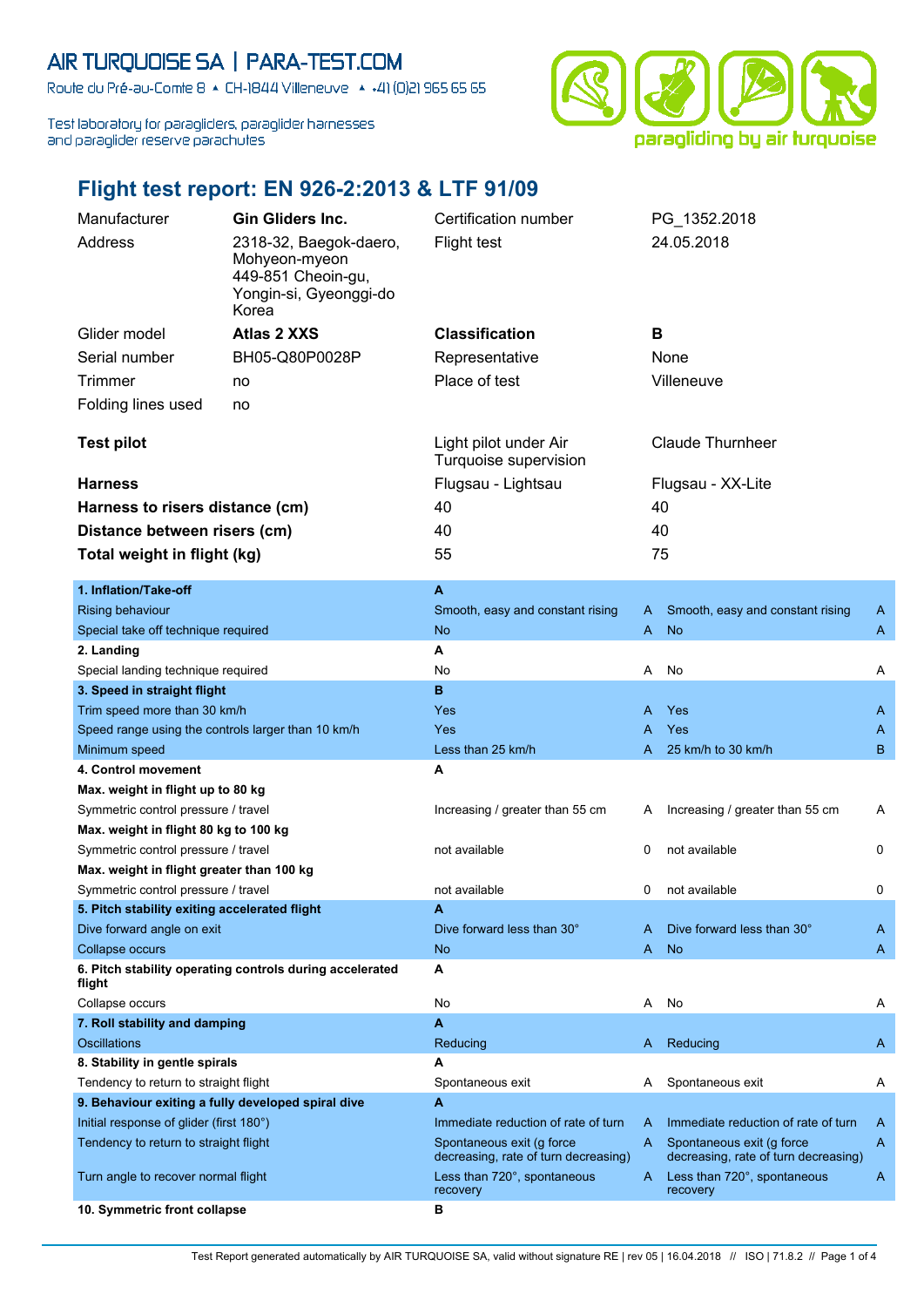AIR TURQUOISE SA | PARA-TEST.COM

Route du Pré-au-Comte 8 ▲ CH-1844 Villeneuve ▲ +41 (0)21 965 65 65

Test laboratory for paragliders, paraglider harnesses and paraglider reserve parachutes

paragliding by air turquoise

# Flight test report: EN 926-2:2013 & LTF 91/09

| | | | |
|---|---|---|---|
| Manufacturer | **Gin Gliders Inc.** | Certification number | PG_1352.2018 |
| Address | 2318-32, Baegok-daero, Mohyeon-myeon 449-851 Cheoin-gu, Yongin-si, Gyeonggi-do Korea | Flight test | 24.05.2018 |
| Glider model | **Atlas 2 XXS** | **Classification** | **B** |
| Serial number | BH05-Q80P0028P | Representative | None |
| Trimmer | no | Place of test | Villeneuve |
| Folding lines used | no | | |
| **Test pilot** | | Light pilot under Air Turquoise supervision | Claude Thurnheer |
| **Harness** | | Flugsau - Lightsau | Flugsau - XX-Lite |
| **Harness to risers distance (cm)** | | 40 | 40 |
| **Distance between risers (cm)** | | 40 | 40 |
| **Total weight in flight (kg)** | | 55 | 75 |

| | | | | |
|---|---|---|---|---|
| **1. Inflation/Take-off** | **A** | | | |
| Rising behaviour | Smooth, easy and constant rising | A | Smooth, easy and constant rising | A |
| Special take off technique required | No | A | No | A |
| **2. Landing** | **A** | | | |
| Special landing technique required | No | A | No | A |
| **3. Speed in straight flight** | **B** | | | |
| Trim speed more than 30 km/h | Yes | A | Yes | A |
| Speed range using the controls larger than 10 km/h | Yes | A | Yes | A |
| Minimum speed | Less than 25 km/h | A | 25 km/h to 30 km/h | B |
| **4. Control movement** | **A** | | | |
| **Max. weight in flight up to 80 kg** | | | | |
| Symmetric control pressure / travel | Increasing / greater than 55 cm | A | Increasing / greater than 55 cm | A |
| **Max. weight in flight 80 kg to 100 kg** | | | | |
| Symmetric control pressure / travel | not available | 0 | not available | 0 |
| **Max. weight in flight greater than 100 kg** | | | | |
| Symmetric control pressure / travel | not available | 0 | not available | 0 |
| **5. Pitch stability exiting accelerated flight** | **A** | | | |
| Dive forward angle on exit | Dive forward less than 30° | A | Dive forward less than 30° | A |
| Collapse occurs | No | A | No | A |
| **6. Pitch stability operating controls during accelerated flight** | **A** | | | |
| Collapse occurs | No | A | No | A |
| **7. Roll stability and damping** | **A** | | | |
| Oscillations | Reducing | A | Reducing | A |
| **8. Stability in gentle spirals** | **A** | | | |
| Tendency to return to straight flight | Spontaneous exit | A | Spontaneous exit | A |
| **9. Behaviour exiting a fully developed spiral dive** | **A** | | | |
| Initial response of glider (first 180°) | Immediate reduction of rate of turn | A | Immediate reduction of rate of turn | A |
| Tendency to return to straight flight | Spontaneous exit (g force decreasing, rate of turn decreasing) | A | Spontaneous exit (g force decreasing, rate of turn decreasing) | A |
| Turn angle to recover normal flight | Less than 720°, spontaneous recovery | A | Less than 720°, spontaneous recovery | A |
| **10. Symmetric front collapse** | **B** | | | |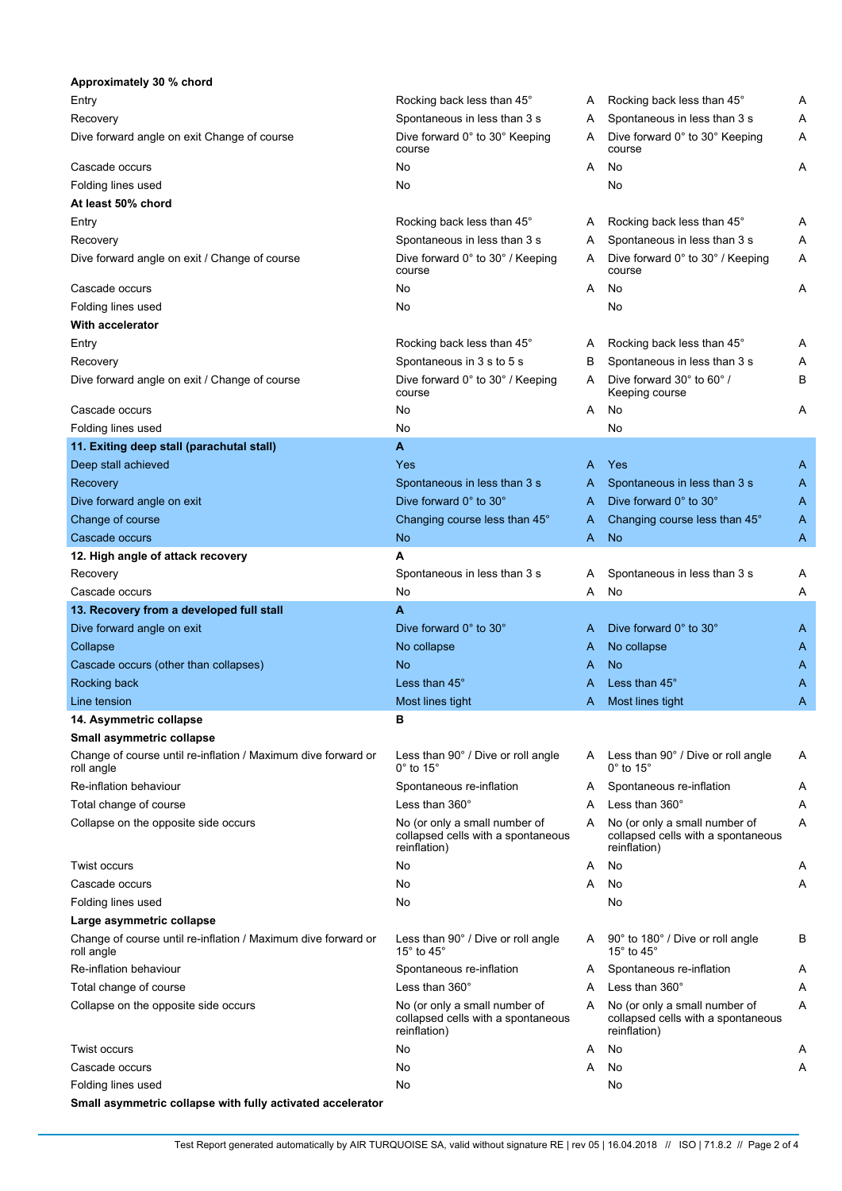| | | | | |
|---|---|---|---|---|
| **Approximately 30 % chord** | | | | |
| Entry | Rocking back less than 45° | A | Rocking back less than 45° | A |
| Recovery | Spontaneous in less than 3 s | A | Spontaneous in less than 3 s | A |
| Dive forward angle on exit Change of course | Dive forward 0° to 30° Keeping course | A | Dive forward 0° to 30° Keeping course | A |
| Cascade occurs | No | A | No | A |
| Folding lines used | No | | No | |
| **At least 50% chord** | | | | |
| Entry | Rocking back less than 45° | A | Rocking back less than 45° | A |
| Recovery | Spontaneous in less than 3 s | A | Spontaneous in less than 3 s | A |
| Dive forward angle on exit / Change of course | Dive forward 0° to 30° / Keeping course | A | Dive forward 0° to 30° / Keeping course | A |
| Cascade occurs | No | A | No | A |
| Folding lines used | No | | No | |
| **With accelerator** | | | | |
| Entry | Rocking back less than 45° | A | Rocking back less than 45° | A |
| Recovery | Spontaneous in 3 s to 5 s | B | Spontaneous in less than 3 s | A |
| Dive forward angle on exit / Change of course | Dive forward 0° to 30° / Keeping course | A | Dive forward 30° to 60° / Keeping course | B |
| Cascade occurs | No | A | No | A |
| Folding lines used | No | | No | |
| **11. Exiting deep stall (parachutal stall)** | **A** | | | |
| Deep stall achieved | Yes | A | Yes | A |
| Recovery | Spontaneous in less than 3 s | A | Spontaneous in less than 3 s | A |
| Dive forward angle on exit | Dive forward 0° to 30° | A | Dive forward 0° to 30° | A |
| Change of course | Changing course less than 45° | A | Changing course less than 45° | A |
| Cascade occurs | No | A | No | A |
| **12. High angle of attack recovery** | **A** | | | |
| Recovery | Spontaneous in less than 3 s | A | Spontaneous in less than 3 s | A |
| Cascade occurs | No | A | No | A |
| **13. Recovery from a developed full stall** | **A** | | | |
| Dive forward angle on exit | Dive forward 0° to 30° | A | Dive forward 0° to 30° | A |
| Collapse | No collapse | A | No collapse | A |
| Cascade occurs (other than collapses) | No | A | No | A |
| Rocking back | Less than 45° | A | Less than 45° | A |
| Line tension | Most lines tight | A | Most lines tight | A |
| **14. Asymmetric collapse** | **B** | | | |
| **Small asymmetric collapse** | | | | |
| Change of course until re-inflation / Maximum dive forward or roll angle | Less than 90° / Dive or roll angle 0° to 15° | A | Less than 90° / Dive or roll angle 0° to 15° | A |
| Re-inflation behaviour | Spontaneous re-inflation | A | Spontaneous re-inflation | A |
| Total change of course | Less than 360° | A | Less than 360° | A |
| Collapse on the opposite side occurs | No (or only a small number of collapsed cells with a spontaneous reinflation) | A | No (or only a small number of collapsed cells with a spontaneous reinflation) | A |
| Twist occurs | No | A | No | A |
| Cascade occurs | No | A | No | A |
| Folding lines used | No | | No | |
| **Large asymmetric collapse** | | | | |
| Change of course until re-inflation / Maximum dive forward or roll angle | Less than 90° / Dive or roll angle 15° to 45° | A | 90° to 180° / Dive or roll angle 15° to 45° | B |
| Re-inflation behaviour | Spontaneous re-inflation | A | Spontaneous re-inflation | A |
| Total change of course | Less than 360° | A | Less than 360° | A |
| Collapse on the opposite side occurs | No (or only a small number of collapsed cells with a spontaneous reinflation) | A | No (or only a small number of collapsed cells with a spontaneous reinflation) | A |
| Twist occurs | No | A | No | A |
| Cascade occurs | No | A | No | A |
| Folding lines used | No | | No | |
| **Small asymmetric collapse with fully activated accelerator** | | | | |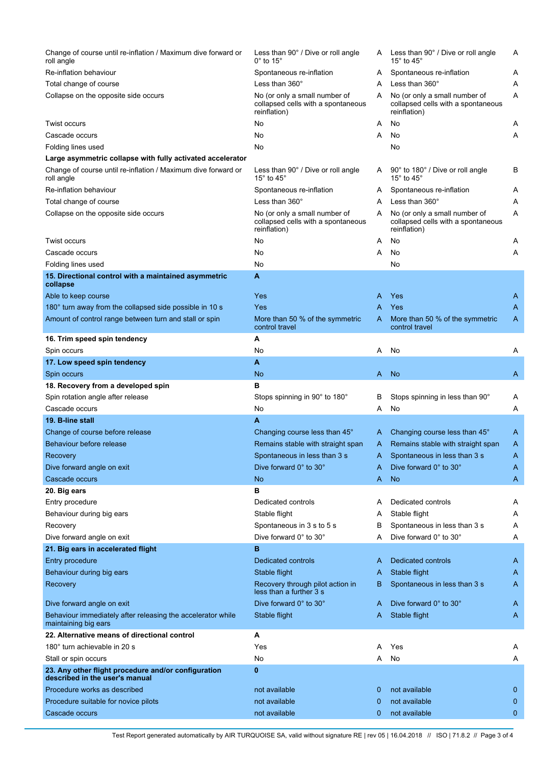| | | | | |
|---|---|---|---|---|
| Change of course until re-inflation / Maximum dive forward or roll angle | Less than 90° / Dive or roll angle 0° to 15° | A | Less than 90° / Dive or roll angle 15° to 45° | A |
| Re-inflation behaviour | Spontaneous re-inflation | A | Spontaneous re-inflation | A |
| Total change of course | Less than 360° | A | Less than 360° | A |
| Collapse on the opposite side occurs | No (or only a small number of collapsed cells with a spontaneous reinflation) | A | No (or only a small number of collapsed cells with a spontaneous reinflation) | A |
| Twist occurs | No | A | No | A |
| Cascade occurs | No | A | No | A |
| Folding lines used | No | | No | |
| **Large asymmetric collapse with fully activated accelerator** | | | | |
| Change of course until re-inflation / Maximum dive forward or roll angle | Less than 90° / Dive or roll angle 15° to 45° | A | 90° to 180° / Dive or roll angle 15° to 45° | B |
| Re-inflation behaviour | Spontaneous re-inflation | A | Spontaneous re-inflation | A |
| Total change of course | Less than 360° | A | Less than 360° | A |
| Collapse on the opposite side occurs | No (or only a small number of collapsed cells with a spontaneous reinflation) | A | No (or only a small number of collapsed cells with a spontaneous reinflation) | A |
| Twist occurs | No | A | No | A |
| Cascade occurs | No | A | No | A |
| Folding lines used | No | | No | |
| **15. Directional control with a maintained asymmetric collapse** | **A** | | | |
| Able to keep course | Yes | A | Yes | A |
| 180° turn away from the collapsed side possible in 10 s | Yes | A | Yes | A |
| Amount of control range between turn and stall or spin | More than 50 % of the symmetric control travel | A | More than 50 % of the symmetric control travel | A |
| **16. Trim speed spin tendency** | **A** | | | |
| Spin occurs | No | A | No | A |
| **17. Low speed spin tendency** | **A** | | | |
| Spin occurs | No | A | No | A |
| **18. Recovery from a developed spin** | **B** | | | |
| Spin rotation angle after release | Stops spinning in 90° to 180° | B | Stops spinning in less than 90° | A |
| Cascade occurs | No | A | No | A |
| **19. B-line stall** | **A** | | | |
| Change of course before release | Changing course less than 45° | A | Changing course less than 45° | A |
| Behaviour before release | Remains stable with straight span | A | Remains stable with straight span | A |
| Recovery | Spontaneous in less than 3 s | A | Spontaneous in less than 3 s | A |
| Dive forward angle on exit | Dive forward 0° to 30° | A | Dive forward 0° to 30° | A |
| Cascade occurs | No | A | No | A |
| **20. Big ears** | **B** | | | |
| Entry procedure | Dedicated controls | A | Dedicated controls | A |
| Behaviour during big ears | Stable flight | A | Stable flight | A |
| Recovery | Spontaneous in 3 s to 5 s | B | Spontaneous in less than 3 s | A |
| Dive forward angle on exit | Dive forward 0° to 30° | A | Dive forward 0° to 30° | A |
| **21. Big ears in accelerated flight** | **B** | | | |
| Entry procedure | Dedicated controls | A | Dedicated controls | A |
| Behaviour during big ears | Stable flight | A | Stable flight | A |
| Recovery | Recovery through pilot action in less than a further 3 s | B | Spontaneous in less than 3 s | A |
| Dive forward angle on exit | Dive forward 0° to 30° | A | Dive forward 0° to 30° | A |
| Behaviour immediately after releasing the accelerator while maintaining big ears | Stable flight | A | Stable flight | A |
| **22. Alternative means of directional control** | **A** | | | |
| 180° turn achievable in 20 s | Yes | A | Yes | A |
| Stall or spin occurs | No | A | No | A |
| **23. Any other flight procedure and/or configuration described in the user's manual** | **0** | | | |
| Procedure works as described | not available | 0 | not available | 0 |
| Procedure suitable for novice pilots | not available | 0 | not available | 0 |
| Cascade occurs | not available | 0 | not available | 0 |

Test Report generated automatically by AIR TURQUOISE SA, valid without signature RE | rev 05 | 16.04.2018 // ISO | 71.8.2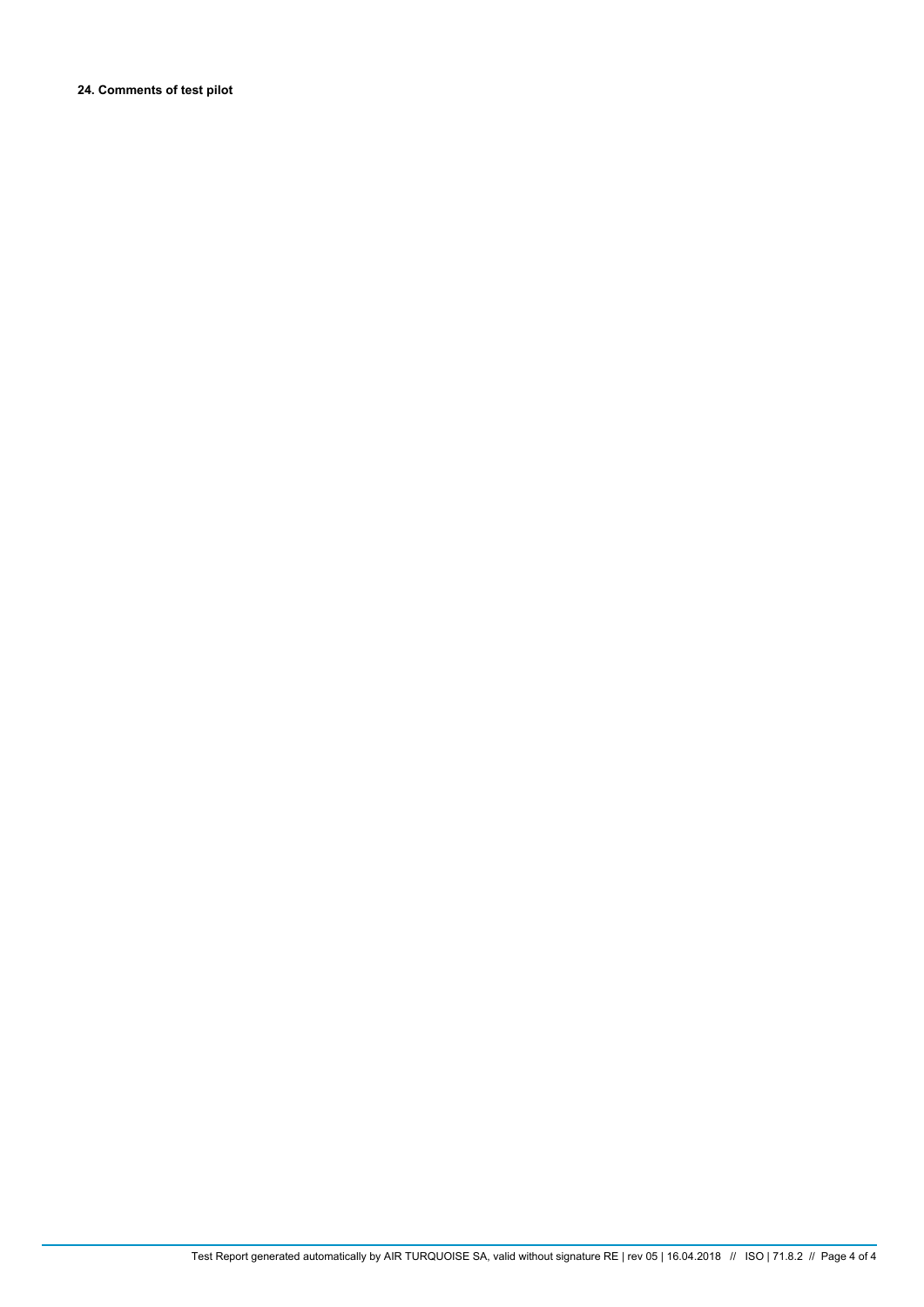**24. Comments of test pilot**